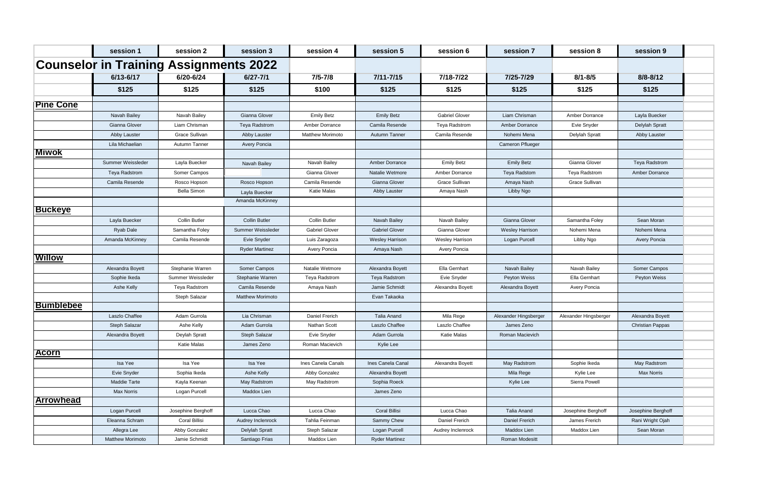| | session 1 | session 2 | session 3 | session 4 | session 5 | session 6 | session 7 | session 8 | session 9 |
|---|---|---|---|---|---|---|---|---|---|
| **Counselor in Training Assignments 2022** | | | | | | | | | |
| | 6/13-6/17 | 6/20-6/24 | 6/27-7/1 | 7/5-7/8 | 7/11-7/15 | 7/18-7/22 | 7/25-7/29 | 8/1-8/5 | 8/8-8/12 |
| | $125 | $125 | $125 | $100 | $125 | $125 | $125 | $125 | $125 |
| **Pine Cone** | | | | | | | | | |
| | Navah Bailey | Navah Bailey | Gianna Glover | Emily Betz | Emily Betz | Gabriel Glover | Liam Chrisman | Amber Dorrance | Layla Buecker |
| | Gianna Glover | Liam Chrisman | Teya Radstrom | Amber Dorrance | Camila Resende | Teya Radstrom | Amber Dorrance | Evie Snyder | Delylah Spratt |
| | Abby Lauster | Grace Sullivan | Abby Lauster | Matthew Morimoto | Autumn Tanner | Camila Resende | Nohemi Mena | Delylah Spratt | Abby Lauster |
| | Lila Michaelian | Autumn Tanner | Avery Poncia | | | | Cameron Pflueger | | |
| **Miwok** | | | | | | | | | |
| | Summer Weissleder | Layla Buecker | Navah Bailey | Navah Bailey | Amber Dorrance | Emily Betz | Emily Betz | Gianna Glover | Teya Radstrom |
| | Teya Radstrom | Somer Campos | | Gianna Glover | Natalie Wetmore | Amber Dorrance | Teya Radstom | Teya Radstrom | Amber Dorrance |
| | Camila Resende | Rosco Hopson | Rosco Hopson | Camila Resende | Gianna Glover | Grace Sullivan | Amaya Nash | Grace Sullivan | |
| | | Bella Simon | Layla Buecker | Katie Malas | Abby Lauster | Amaya Nash | Libby Ngo | | |
| | | | Amanda McKinney | | | | | | |
| **Buckeye** | | | | | | | | | |
| | Layla Buecker | Collin Butler | Collin Butler | Collin Butler | Navah Bailey | Navah Bailey | Gianna Glover | Samantha Foley | Sean Moran |
| | Ryab Dale | Samantha Foley | Summer Weissleder | Gabriel Glover | Gabriel Glover | Gianna Glover | Wesley Harrison | Nohemi Mena | Nohemi Mena |
| | Amanda McKinney | Camila Resende | Evie Snyder | Luis Zaragoza | Wesley Harrison | Wesley Harrison | Logan Purcell | Libby Ngo | Avery Poncia |
| | | | Ryder Martinez | Avery Poncia | Amaya Nash | Avery Poncia | | | |
| **Willow** | | | | | | | | | |
| | Alexandra Boyett | Stephanie Warren | Somer Campos | Natalie Wetmore | Alexandra Boyett | Ella Gernhart | Navah Bailey | Navah Bailey | Somer Campos |
| | Sophie Ikeda | Summer Weissleder | Stephanie Warren | Teya Radstrom | Teya Radstrom | Evie Snyder | Peyton Weiss | Ella Gernhart | Peyton Weiss |
| | Ashe Kelly | Teya Radstrom | Camila Resende | Amaya Nash | Jamie Schmidt | Alexandra Boyett | Alexandra Boyett | Avery Poncia | |
| | | Steph Salazar | Matthew Morimoto | | Evan Takaoka | | | | |
| **Bumblebee** | | | | | | | | | |
| | Laszlo Chaffee | Adam Gurrola | Lia Chrisman | Daniel Frerich | Talia Anand | Mila Rege | Alexander Hingsberger | Alexander Hingsberger | Alexandra Boyett |
| | Steph Salazar | Ashe Kelly | Adam Gurrola | Nathan Scott | Laszlo Chaffee | Laszlo Chaffee | James Zeno | | Christian Pappas |
| | Alexandra Boyett | Deylah Spratt | Steph Salazar | Evie Snyder | Adam Gurrola | Katie Malas | Roman Macievich | | |
| | | Katie Malas | James Zeno | Roman Macievich | Kylie Lee | | | | |
| **Acorn** | | | | | | | | | |
| | Isa Yee | Isa Yee | Isa Yee | Ines Canela Canals | Ines Canela Canal | Alexandra Boyett | May Radstrom | Sophie Ikeda | May Radstrom |
| | Evie Snyder | Sophia Ikeda | Ashe Kelly | Abby Gonzalez | Alexandra Boyett | | Mila Rege | Kylie Lee | Max Norris |
| | Maddie Tarte | Kayla Keenan | May Radstrom | May Radstrom | Sophia Roeck | | Kylie Lee | Sierra Powell | |
| | Max Norris | Logan Purcell | Maddox Lien | | James Zeno | | | | |
| **Arrowhead** | | | | | | | | | |
| | Logan Purcell | Josephine Berghoff | Lucca Chao | Lucca Chao | Coral Billisi | Lucca Chao | Talia Anand | Josephine Berghoff | Josephine Berghoff |
| | Eleanna Schram | Coral Billisi | Audrey Inclenrock | Tahlia Feinman | Sammy Chew | Daniel Frerich | Daniel Frerich | James Frerich | Rani Wright Ojah |
| | Allegra Lee | Abby Gonzalez | Delylah Spratt | Steph Salazar | Logan Purcell | Audrey Inclenrock | Maddox Lien | Maddox Lien | Sean Moran |
| | Matthew Morimoto | Jamie Schmidt | Santiago Frias | Maddox Lien | Ryder Martinez | | Roman Modesitt | | |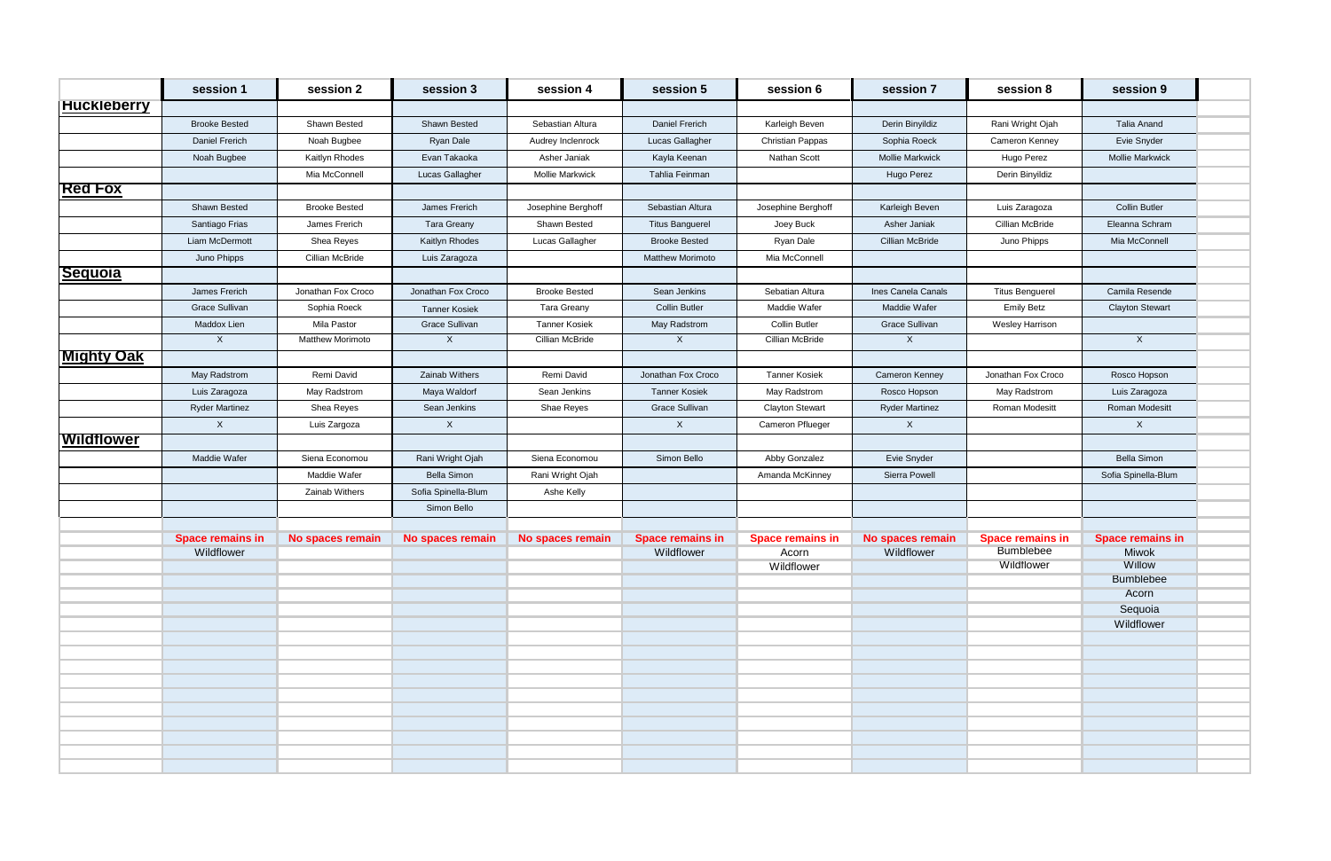| | session 1 | session 2 | session 3 | session 4 | session 5 | session 6 | session 7 | session 8 | session 9 |
|---|---|---|---|---|---|---|---|---|---|
| **Huckleberry** | | | | | | | | | |
| | Brooke Bested | Shawn Bested | Shawn Bested | Sebastian Altura | Daniel Frerich | Karleigh Beven | Derin Binyildiz | Rani Wright Ojah | Talia Anand |
| | Daniel Frerich | Noah Bugbee | Ryan Dale | Audrey Inclenrock | Lucas Gallagher | Christian Pappas | Sophia Roeck | Cameron Kenney | Evie Snyder |
| | Noah Bugbee | Kaitlyn Rhodes | Evan Takaoka | Asher Janiak | Kayla Keenan | Nathan Scott | Mollie Markwick | Hugo Perez | Mollie Markwick |
| | | Mia McConnell | Lucas Gallagher | Mollie Markwick | Tahlia Feinman | | Hugo Perez | Derin Binyildiz | |
| **Red Fox** | | | | | | | | | |
| | Shawn Bested | Brooke Bested | James Frerich | Josephine Berghoff | Sebastian Altura | Josephine Berghoff | Karleigh Beven | Luis Zaragoza | Collin Butler |
| | Santiago Frias | James Frerich | Tara Greany | Shawn Bested | Titus Banguerel | Joey Buck | Asher Janiak | Cillian McBride | Eleanna Schram |
| | Liam McDermott | Shea Reyes | Kaitlyn Rhodes | Lucas Gallagher | Brooke Bested | Ryan Dale | Cillian McBride | Juno Phipps | Mia McConnell |
| | Juno Phipps | Cillian McBride | Luis Zaragoza | | Matthew Morimoto | Mia McConnell | | | |
| **Sequoia** | | | | | | | | | |
| | James Frerich | Jonathan Fox Croco | Jonathan Fox Croco | Brooke Bested | Sean Jenkins | Sebatian Altura | Ines Canela Canals | Titus Benguerel | Camila Resende |
| | Grace Sullivan | Sophia Roeck | Tanner Kosiek | Tara Greany | Collin Butler | Maddie Wafer | Maddie Wafer | Emily Betz | Clayton Stewart |
| | Maddox Lien | Mila Pastor | Grace Sullivan | Tanner Kosiek | May Radstrom | Collin Butler | Grace Sullivan | Wesley Harrison | |
| | X | Matthew Morimoto | X | Cillian McBride | X | Cillian McBride | X | | X |
| **Mighty Oak** | | | | | | | | | |
| | May Radstrom | Remi David | Zainab Withers | Remi David | Jonathan Fox Croco | Tanner Kosiek | Cameron Kenney | Jonathan Fox Croco | Rosco Hopson |
| | Luis Zaragoza | May Radstrom | Maya Waldorf | Sean Jenkins | Tanner Kosiek | May Radstrom | Rosco Hopson | May Radstrom | Luis Zaragoza |
| | Ryder Martinez | Shea Reyes | Sean Jenkins | Shae Reyes | Grace Sullivan | Clayton Stewart | Ryder Martinez | Roman Modesitt | Roman Modesitt |
| | X | Luis Zargoza | X | | X | Cameron Pflueger | X | | X |
| **Wildflower** | | | | | | | | | |
| | Maddie Wafer | Siena Economou | Rani Wright Ojah | Siena Economou | Simon Bello | Abby Gonzalez | Evie Snyder | | Bella Simon |
| | | Maddie Wafer | Bella Simon | Rani Wright Ojah | | Amanda McKinney | Sierra Powell | | Sofia Spinella-Blum |
| | | Zainab Withers | Sofia Spinella-Blum | Ashe Kelly | | | | | |
| | | | Simon Bello | | | | | | |
| | | | | | | | | | |
| | **Space remains in** | **No spaces remain** | **No spaces remain** | **No spaces remain** | **Space remains in** | **Space remains in** | **No spaces remain** | **Space remains in** | **Space remains in** |
| | Wildflower | | | | Wildflower | Acorn | Wildflower | Bumblebee | Miwok |
| | | | | | | Wildflower | | Wildflower | Willow |
| | | | | | | | | | Bumblebee |
| | | | | | | | | | Acorn |
| | | | | | | | | | Sequoia |
| | | | | | | | | | Wildflower |